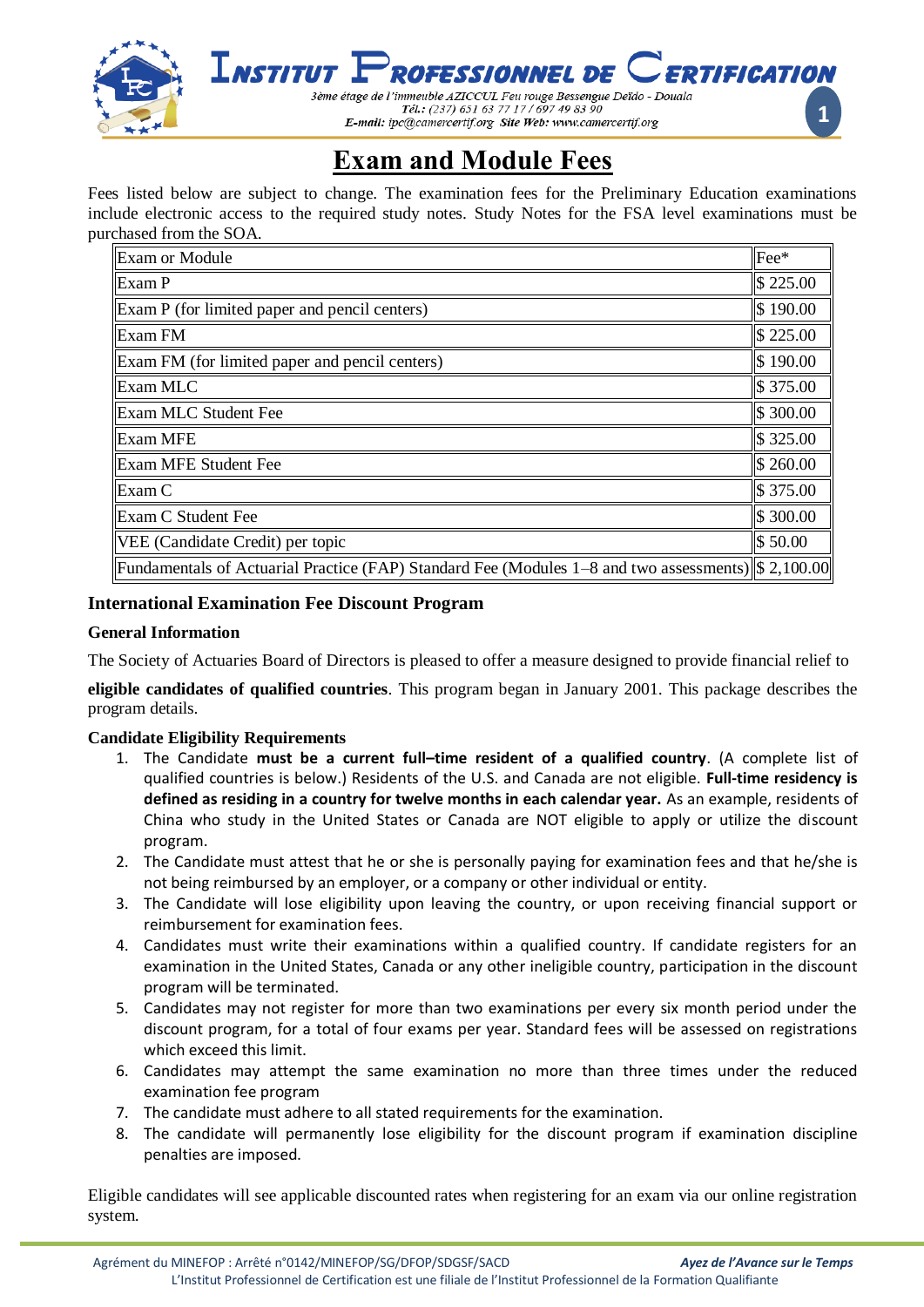# Exam and Module Fees

Fees listed below are subject to change. The examination fees for the Preliminary Education examinations include electronic access to the required study notes. Study Notes for the FSA level examinations must be purchased from the SOA.

| Exam or Module | Fee* |
|---|---|
| Exam P | $ 225.00 |
| Exam P (for limited paper and pencil centers) | $ 190.00 |
| Exam FM | $ 225.00 |
| Exam FM (for limited paper and pencil centers) | $ 190.00 |
| Exam MLC | $ 375.00 |
| Exam MLC Student Fee | $ 300.00 |
| Exam MFE | $ 325.00 |
| Exam MFE Student Fee | $ 260.00 |
| Exam C | $ 375.00 |
| Exam C Student Fee | $ 300.00 |
| VEE (Candidate Credit) per topic | $ 50.00 |
| Fundamentals of Actuarial Practice (FAP) Standard Fee (Modules 1–8 and two assessments) | $ 2,100.00 |

### International Examination Fee Discount Program

**General Information**

The Society of Actuaries Board of Directors is pleased to offer a measure designed to provide financial relief to

**eligible candidates of qualified countries**. This program began in January 2001. This package describes the program details.

**Candidate Eligibility Requirements**

1. The Candidate **must be a current full–time resident of a qualified country**. (A complete list of qualified countries is below.) Residents of the U.S. and Canada are not eligible. **Full-time residency is defined as residing in a country for twelve months in each calendar year.** As an example, residents of China who study in the United States or Canada are NOT eligible to apply or utilize the discount program.
2. The Candidate must attest that he or she is personally paying for examination fees and that he/she is not being reimbursed by an employer, or a company or other individual or entity.
3. The Candidate will lose eligibility upon leaving the country, or upon receiving financial support or reimbursement for examination fees.
4. Candidates must write their examinations within a qualified country. If candidate registers for an examination in the United States, Canada or any other ineligible country, participation in the discount program will be terminated.
5. Candidates may not register for more than two examinations per every six month period under the discount program, for a total of four exams per year. Standard fees will be assessed on registrations which exceed this limit.
6. Candidates may attempt the same examination no more than three times under the reduced examination fee program
7. The candidate must adhere to all stated requirements for the examination.
8. The candidate will permanently lose eligibility for the discount program if examination discipline penalties are imposed.

Eligible candidates will see applicable discounted rates when registering for an exam via our online registration system.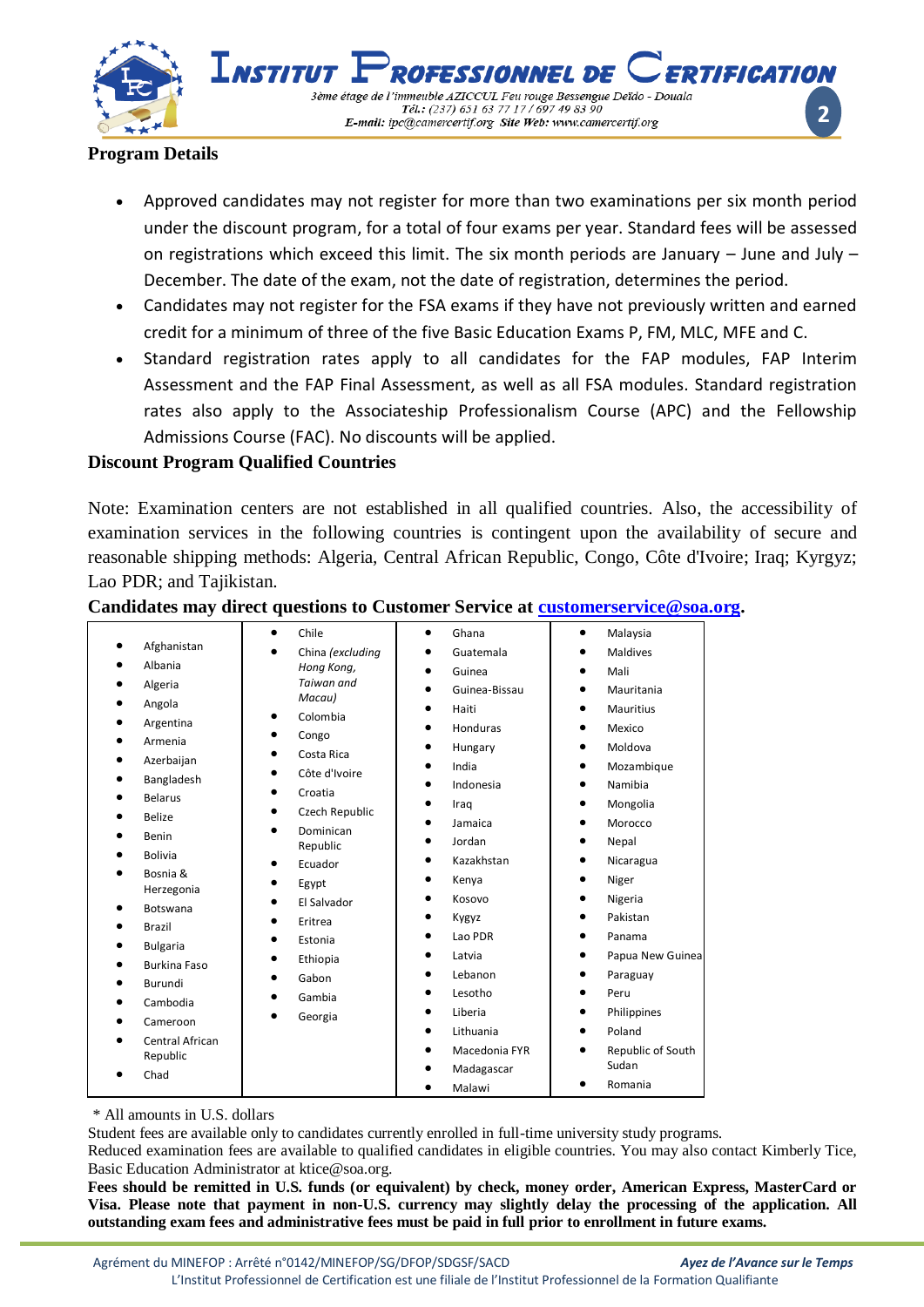## Program Details

- Approved candidates may not register for more than two examinations per six month period under the discount program, for a total of four exams per year. Standard fees will be assessed on registrations which exceed this limit. The six month periods are January – June and July – December. The date of the exam, not the date of registration, determines the period.
- Candidates may not register for the FSA exams if they have not previously written and earned credit for a minimum of three of the five Basic Education Exams P, FM, MLC, MFE and C.
- Standard registration rates apply to all candidates for the FAP modules, FAP Interim Assessment and the FAP Final Assessment, as well as all FSA modules. Standard registration rates also apply to the Associateship Professionalism Course (APC) and the Fellowship Admissions Course (FAC). No discounts will be applied.

## Discount Program Qualified Countries

Note: Examination centers are not established in all qualified countries. Also, the accessibility of examination services in the following countries is contingent upon the availability of secure and reasonable shipping methods: Algeria, Central African Republic, Congo, Côte d'Ivoire; Iraq; Kyrgyz; Lao PDR; and Tajikistan.

**Candidates may direct questions to Customer Service at customerservice@soa.org.**

| | | | |
|---|---|---|---|
| Afghanistan | Chile | Ghana | Malaysia |
| Albania | China *(excluding Hong Kong, Taiwan and Macau)* | Guatemala | Maldives |
| Algeria | Colombia | Guinea | Mali |
| Angola | Congo | Guinea-Bissau | Mauritania |
| Argentina | Costa Rica | Haiti | Mauritius |
| Armenia | Côte d'Ivoire | Honduras | Mexico |
| Azerbaijan | Croatia | Hungary | Moldova |
| Bangladesh | Czech Republic | India | Mozambique |
| Belarus | Dominican Republic | Indonesia | Namibia |
| Belize | Ecuador | Iraq | Mongolia |
| Benin | Egypt | Jamaica | Morocco |
| Bolivia | El Salvador | Jordan | Nepal |
| Bosnia & Herzegonia | Eritrea | Kazakhstan | Nicaragua |
| Botswana | Estonia | Kenya | Niger |
| Brazil | Ethiopia | Kosovo | Nigeria |
| Bulgaria | Gabon | Kygyz | Pakistan |
| Burkina Faso | Gambia | Lao PDR | Panama |
| Burundi | Georgia | Latvia | Papua New Guinea |
| Cambodia | | Lebanon | Paraguay |
| Cameroon | | Lesotho | Peru |
| Central African Republic | | Liberia | Philippines |
| Chad | | Lithuania | Poland |
| | | Macedonia FYR | Republic of South Sudan |
| | | Madagascar | Romania |
| | | Malawi | |

\* All amounts in U.S. dollars

Student fees are available only to candidates currently enrolled in full-time university study programs.

Reduced examination fees are available to qualified candidates in eligible countries. You may also contact Kimberly Tice, Basic Education Administrator at ktice@soa.org.

**Fees should be remitted in U.S. funds (or equivalent) by check, money order, American Express, MasterCard or Visa. Please note that payment in non-U.S. currency may slightly delay the processing of the application. All outstanding exam fees and administrative fees must be paid in full prior to enrollment in future exams.**